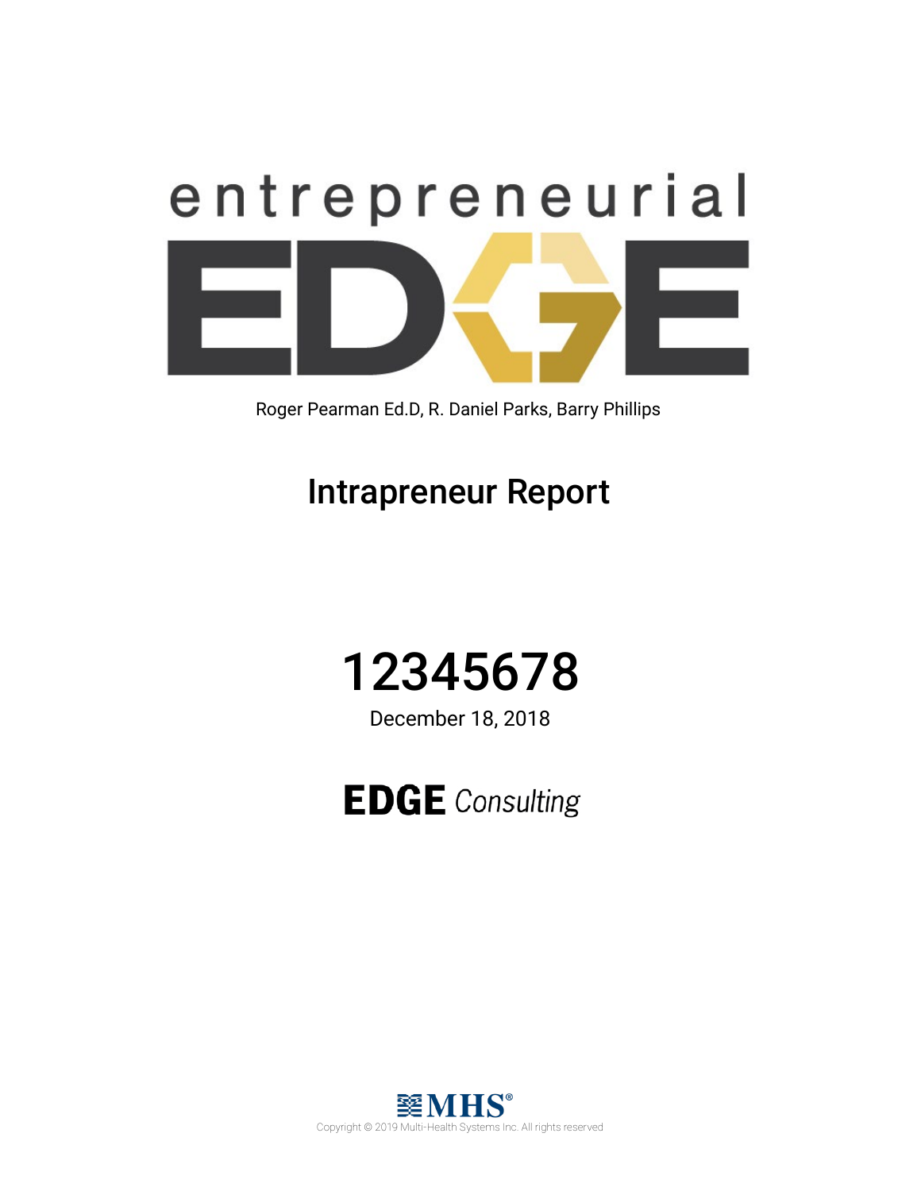# entrepreneurial EDGE

Roger Pearman Ed.D, R. Daniel Parks, Barry Phillips

## Intrapreneur Report

# 12345678

December 18, 2018

**EDGE** *Consulting*

MHS®

Copyright © 2019 Multi-Health Systems Inc. All rights reserved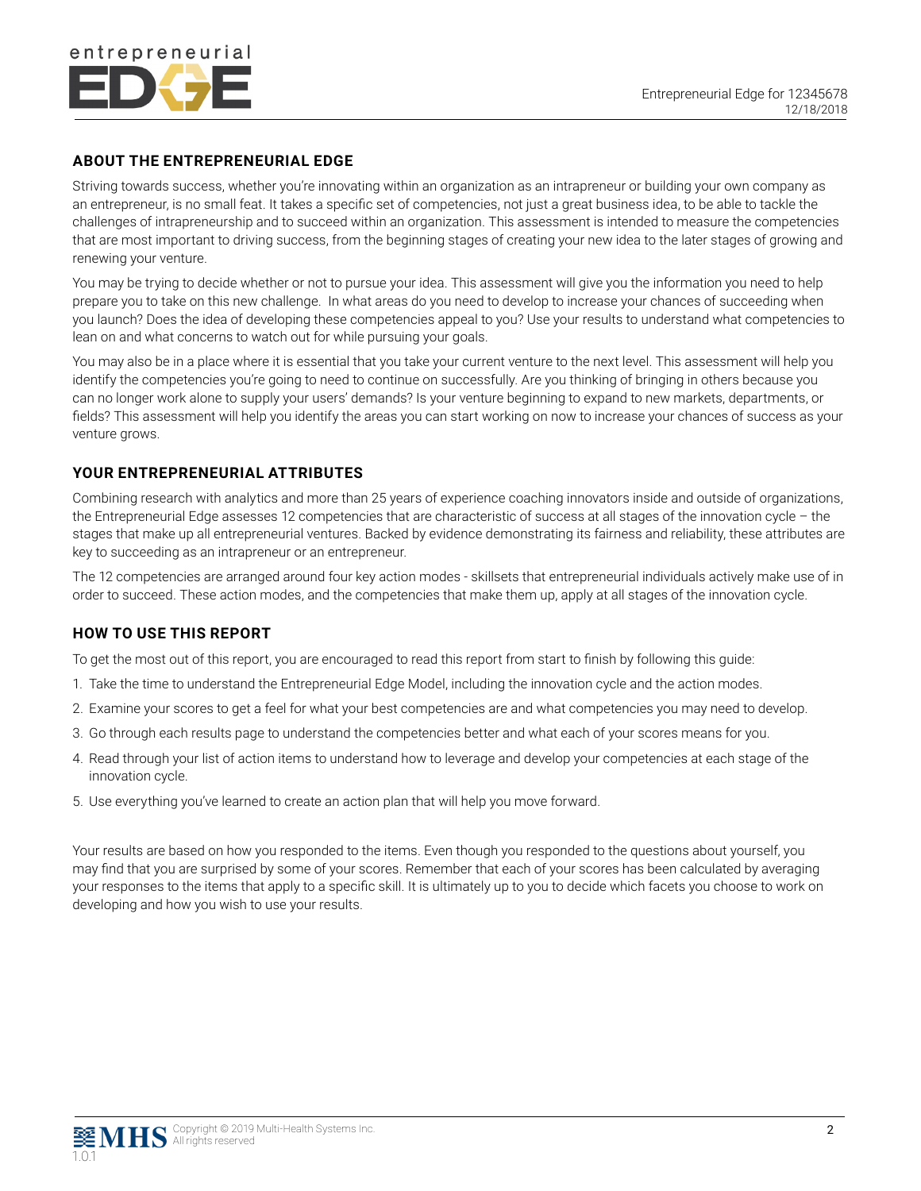## ABOUT THE ENTREPRENEURIAL EDGE

Striving towards success, whether you're innovating within an organization as an intrapreneur or building your own company as an entrepreneur, is no small feat. It takes a specific set of competencies, not just a great business idea, to be able to tackle the challenges of intrapreneurship and to succeed within an organization. This assessment is intended to measure the competencies that are most important to driving success, from the beginning stages of creating your new idea to the later stages of growing and renewing your venture.

You may be trying to decide whether or not to pursue your idea. This assessment will give you the information you need to help prepare you to take on this new challenge. In what areas do you need to develop to increase your chances of succeeding when you launch? Does the idea of developing these competencies appeal to you? Use your results to understand what competencies to lean on and what concerns to watch out for while pursuing your goals.

You may also be in a place where it is essential that you take your current venture to the next level. This assessment will help you identify the competencies you're going to need to continue on successfully. Are you thinking of bringing in others because you can no longer work alone to supply your users' demands? Is your venture beginning to expand to new markets, departments, or fields? This assessment will help you identify the areas you can start working on now to increase your chances of success as your venture grows.

## YOUR ENTREPRENEURIAL ATTRIBUTES

Combining research with analytics and more than 25 years of experience coaching innovators inside and outside of organizations, the Entrepreneurial Edge assesses 12 competencies that are characteristic of success at all stages of the innovation cycle – the stages that make up all entrepreneurial ventures. Backed by evidence demonstrating its fairness and reliability, these attributes are key to succeeding as an intrapreneur or an entrepreneur.

The 12 competencies are arranged around four key action modes - skillsets that entrepreneurial individuals actively make use of in order to succeed. These action modes, and the competencies that make them up, apply at all stages of the innovation cycle.

## HOW TO USE THIS REPORT

To get the most out of this report, you are encouraged to read this report from start to finish by following this guide:

1. Take the time to understand the Entrepreneurial Edge Model, including the innovation cycle and the action modes.
2. Examine your scores to get a feel for what your best competencies are and what competencies you may need to develop.
3. Go through each results page to understand the competencies better and what each of your scores means for you.
4. Read through your list of action items to understand how to leverage and develop your competencies at each stage of the innovation cycle.
5. Use everything you've learned to create an action plan that will help you move forward.

Your results are based on how you responded to the items. Even though you responded to the questions about yourself, you may find that you are surprised by some of your scores. Remember that each of your scores has been calculated by averaging your responses to the items that apply to a specific skill. It is ultimately up to you to decide which facets you choose to work on developing and how you wish to use your results.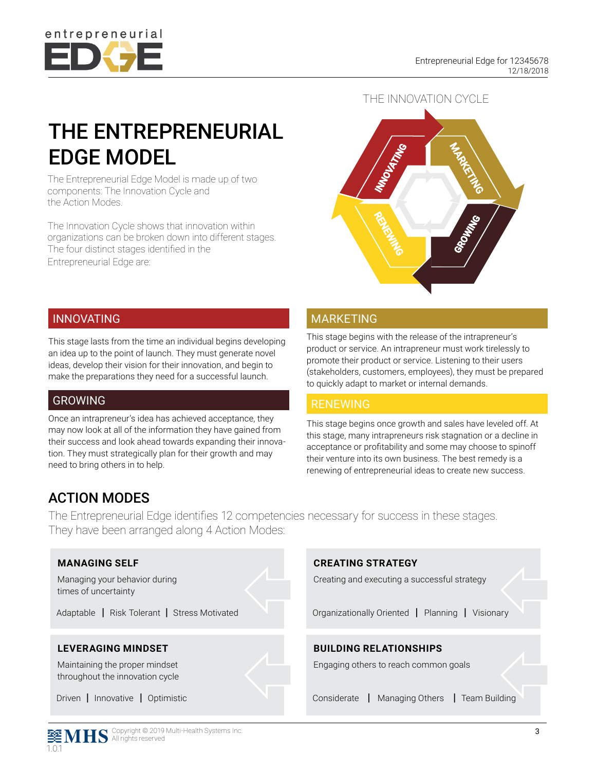# THE ENTREPRENEURIAL EDGE MODEL

The Entrepreneurial Edge Model is made up of two components: The Innovation Cycle and the Action Modes.

The Innovation Cycle shows that innovation within organizations can be broken down into different stages. The four distinct stages identified in the Entrepreneurial Edge are:

THE INNOVATION CYCLE

INNOVATING · MARKETING · GROWING · RENEWING

## INNOVATING

This stage lasts from the time an individual begins developing an idea up to the point of launch. They must generate novel ideas, develop their vision for their innovation, and begin to make the preparations they need for a successful launch.

## GROWING

Once an intrapreneur's idea has achieved acceptance, they may now look at all of the information they have gained from their success and look ahead towards expanding their innovation. They must strategically plan for their growth and may need to bring others in to help.

## MARKETING

This stage begins with the release of the intrapreneur's product or service. An intrapreneur must work tirelessly to promote their product or service. Listening to their users (stakeholders, customers, employees), they must be prepared to quickly adapt to market or internal demands.

## RENEWING

This stage begins once growth and sales have leveled off. At this stage, many intrapreneurs risk stagnation or a decline in acceptance or profitability and some may choose to spinoff their venture into its own business. The best remedy is a renewing of entrepreneurial ideas to create new success.

# ACTION MODES

The Entrepreneurial Edge identifies 12 competencies necessary for success in these stages. They have been arranged along 4 Action Modes:

### MANAGING SELF

Managing your behavior during times of uncertainty

Adaptable | Risk Tolerant | Stress Motivated

### CREATING STRATEGY

Creating and executing a successful strategy

Organizationally Oriented | Planning | Visionary

### LEVERAGING MINDSET

Maintaining the proper mindset throughout the innovation cycle

Driven | Innovative | Optimistic

### BUILDING RELATIONSHIPS

Engaging others to reach common goals

Considerate | Managing Others | Team Building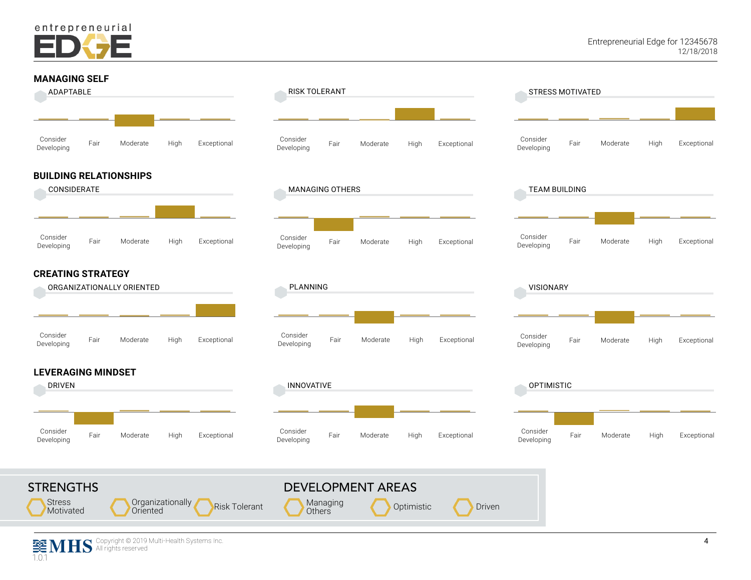## MANAGING SELF

**ADAPTABLE**

| Consider Developing | Fair | Moderate | High | Exceptional |
|---|---|---|---|---|
| | | ■ | | |

**RISK TOLERANT**

| Consider Developing | Fair | Moderate | High | Exceptional |
|---|---|---|---|---|
| | | | ■ | |

**STRESS MOTIVATED**

| Consider Developing | Fair | Moderate | High | Exceptional |
|---|---|---|---|---|
| | | | | ■ |

## BUILDING RELATIONSHIPS

**CONSIDERATE**

| Consider Developing | Fair | Moderate | High | Exceptional |
|---|---|---|---|---|
| | | | ■ | |

**MANAGING OTHERS**

| Consider Developing | Fair | Moderate | High | Exceptional |
|---|---|---|---|---|
| | ■ | | | |

**TEAM BUILDING**

| Consider Developing | Fair | Moderate | High | Exceptional |
|---|---|---|---|---|
| | | ■ | | |

## CREATING STRATEGY

**ORGANIZATIONALLY ORIENTED**

| Consider Developing | Fair | Moderate | High | Exceptional |
|---|---|---|---|---|
| | | | | ■ |

**PLANNING**

| Consider Developing | Fair | Moderate | High | Exceptional |
|---|---|---|---|---|
| | | ■ | | |

**VISIONARY**

| Consider Developing | Fair | Moderate | High | Exceptional |
|---|---|---|---|---|
| | | ■ | | |

## LEVERAGING MINDSET

**DRIVEN**

| Consider Developing | Fair | Moderate | High | Exceptional |
|---|---|---|---|---|
| | ■ | | | |

**INNOVATIVE**

| Consider Developing | Fair | Moderate | High | Exceptional |
|---|---|---|---|---|
| | | ■ | | |

**OPTIMISTIC**

| Consider Developing | Fair | Moderate | High | Exceptional |
|---|---|---|---|---|
| | ■ | | | |

## STRENGTHS

- Stress Motivated
- Organizationally Oriented
- Risk Tolerant

## DEVELOPMENT AREAS

- Managing Others
- Optimistic
- Driven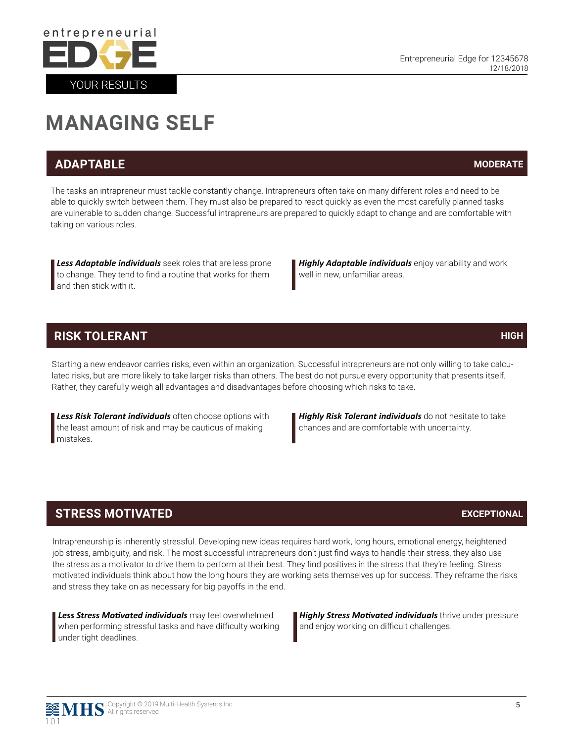# MANAGING SELF

## ADAPTABLE — MODERATE

The tasks an intrapreneur must tackle constantly change. Intrapreneurs often take on many different roles and need to be able to quickly switch between them. They must also be prepared to react quickly as even the most carefully planned tasks are vulnerable to sudden change. Successful intrapreneurs are prepared to quickly adapt to change and are comfortable with taking on various roles.

***Less Adaptable individuals*** seek roles that are less prone to change. They tend to find a routine that works for them and then stick with it.

***Highly Adaptable individuals*** enjoy variability and work well in new, unfamiliar areas.

## RISK TOLERANT — HIGH

Starting a new endeavor carries risks, even within an organization. Successful intrapreneurs are not only willing to take calculated risks, but are more likely to take larger risks than others. The best do not pursue every opportunity that presents itself. Rather, they carefully weigh all advantages and disadvantages before choosing which risks to take.

***Less Risk Tolerant individuals*** often choose options with the least amount of risk and may be cautious of making mistakes.

***Highly Risk Tolerant individuals*** do not hesitate to take chances and are comfortable with uncertainty.

## STRESS MOTIVATED — EXCEPTIONAL

Intrapreneurship is inherently stressful. Developing new ideas requires hard work, long hours, emotional energy, heightened job stress, ambiguity, and risk. The most successful intrapreneurs don't just find ways to handle their stress, they also use the stress as a motivator to drive them to perform at their best. They find positives in the stress that they're feeling. Stress motivated individuals think about how the long hours they are working sets themselves up for success. They reframe the risks and stress they take on as necessary for big payoffs in the end.

***Less Stress Motivated individuals*** may feel overwhelmed when performing stressful tasks and have difficulty working under tight deadlines.

***Highly Stress Motivated individuals*** thrive under pressure and enjoy working on difficult challenges.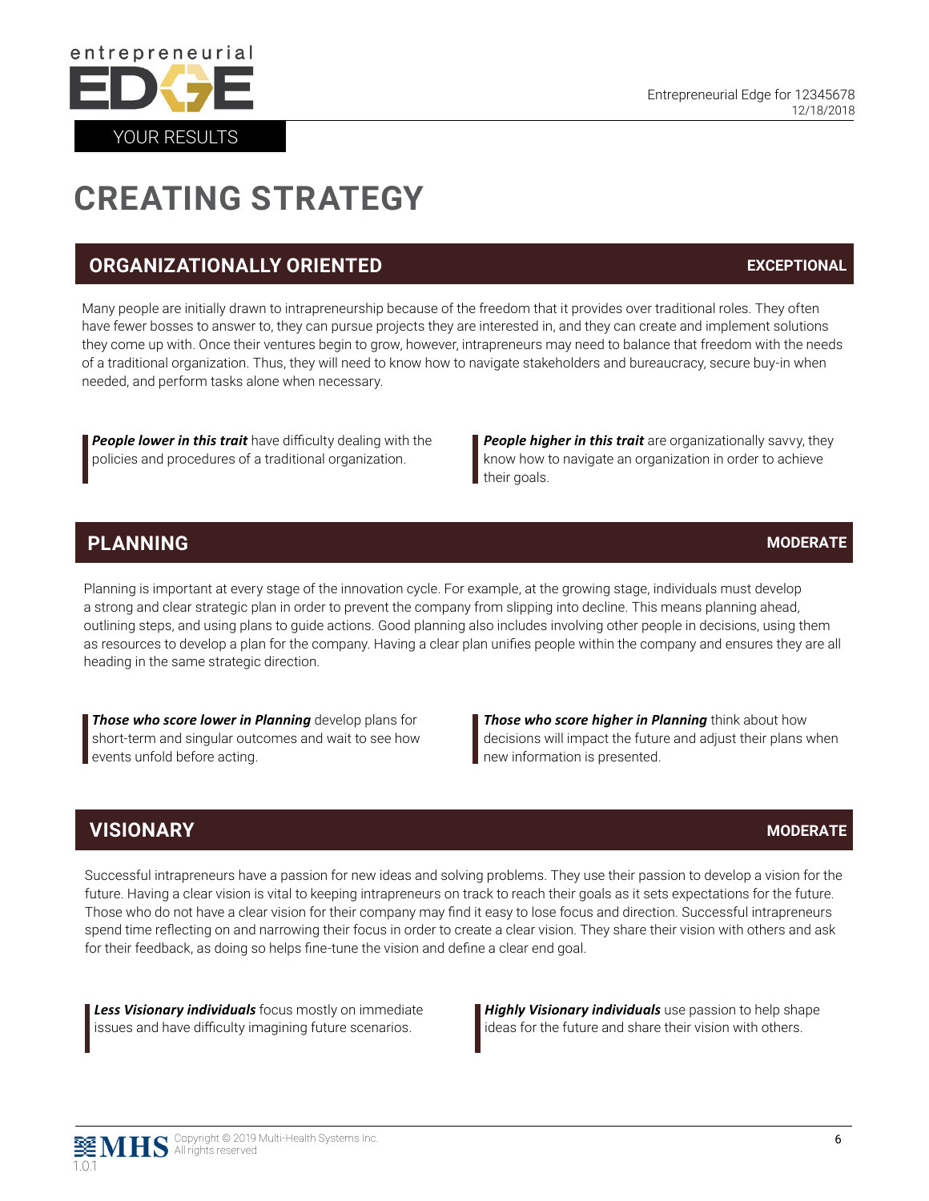# CREATING STRATEGY

## ORGANIZATIONALLY ORIENTED — EXCEPTIONAL

Many people are initially drawn to intrapreneurship because of the freedom that it provides over traditional roles. They often have fewer bosses to answer to, they can pursue projects they are interested in, and they can create and implement solutions they come up with. Once their ventures begin to grow, however, intrapreneurs may need to balance that freedom with the needs of a traditional organization. Thus, they will need to know how to navigate stakeholders and bureaucracy, secure buy-in when needed, and perform tasks alone when necessary.

***People lower in this trait*** have difficulty dealing with the policies and procedures of a traditional organization.

***People higher in this trait*** are organizationally savvy, they know how to navigate an organization in order to achieve their goals.

## PLANNING — MODERATE

Planning is important at every stage of the innovation cycle. For example, at the growing stage, individuals must develop a strong and clear strategic plan in order to prevent the company from slipping into decline. This means planning ahead, outlining steps, and using plans to guide actions. Good planning also includes involving other people in decisions, using them as resources to develop a plan for the company. Having a clear plan unifies people within the company and ensures they are all heading in the same strategic direction.

***Those who score lower in Planning*** develop plans for short-term and singular outcomes and wait to see how events unfold before acting.

***Those who score higher in Planning*** think about how decisions will impact the future and adjust their plans when new information is presented.

## VISIONARY — MODERATE

Successful intrapreneurs have a passion for new ideas and solving problems. They use their passion to develop a vision for the future. Having a clear vision is vital to keeping intrapreneurs on track to reach their goals as it sets expectations for the future. Those who do not have a clear vision for their company may find it easy to lose focus and direction. Successful intrapreneurs spend time reflecting on and narrowing their focus in order to create a clear vision. They share their vision with others and ask for their feedback, as doing so helps fine-tune the vision and define a clear end goal.

***Less Visionary individuals*** focus mostly on immediate issues and have difficulty imagining future scenarios.

***Highly Visionary individuals*** use passion to help shape ideas for the future and share their vision with others.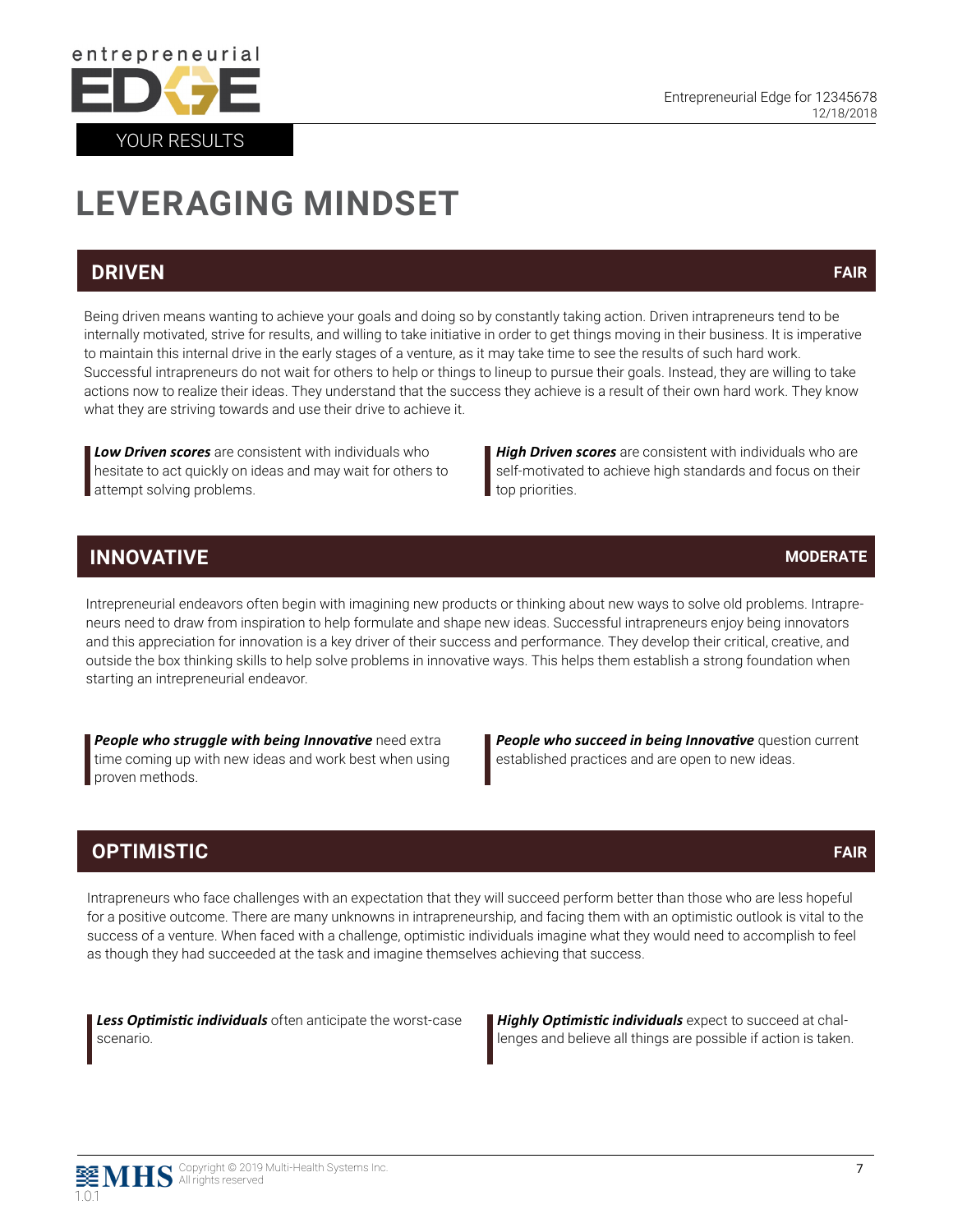# LEVERAGING MINDSET

## DRIVEN — FAIR

Being driven means wanting to achieve your goals and doing so by constantly taking action. Driven intrapreneurs tend to be internally motivated, strive for results, and willing to take initiative in order to get things moving in their business. It is imperative to maintain this internal drive in the early stages of a venture, as it may take time to see the results of such hard work. Successful intrapreneurs do not wait for others to help or things to lineup to pursue their goals. Instead, they are willing to take actions now to realize their ideas. They understand that the success they achieve is a result of their own hard work. They know what they are striving towards and use their drive to achieve it.

***Low Driven scores*** are consistent with individuals who hesitate to act quickly on ideas and may wait for others to attempt solving problems.

***High Driven scores*** are consistent with individuals who are self-motivated to achieve high standards and focus on their top priorities.

## INNOVATIVE — MODERATE

Intrepreneurial endeavors often begin with imagining new products or thinking about new ways to solve old problems. Intrapreneurs need to draw from inspiration to help formulate and shape new ideas. Successful intrapreneurs enjoy being innovators and this appreciation for innovation is a key driver of their success and performance. They develop their critical, creative, and outside the box thinking skills to help solve problems in innovative ways. This helps them establish a strong foundation when starting an intrepreneurial endeavor.

***People who struggle with being Innovative*** need extra time coming up with new ideas and work best when using proven methods.

***People who succeed in being Innovative*** question current established practices and are open to new ideas.

## OPTIMISTIC — FAIR

Intrapreneurs who face challenges with an expectation that they will succeed perform better than those who are less hopeful for a positive outcome. There are many unknowns in intrapreneurship, and facing them with an optimistic outlook is vital to the success of a venture. When faced with a challenge, optimistic individuals imagine what they would need to accomplish to feel as though they had succeeded at the task and imagine themselves achieving that success.

***Less Optimistic individuals*** often anticipate the worst-case scenario.

***Highly Optimistic individuals*** expect to succeed at challenges and believe all things are possible if action is taken.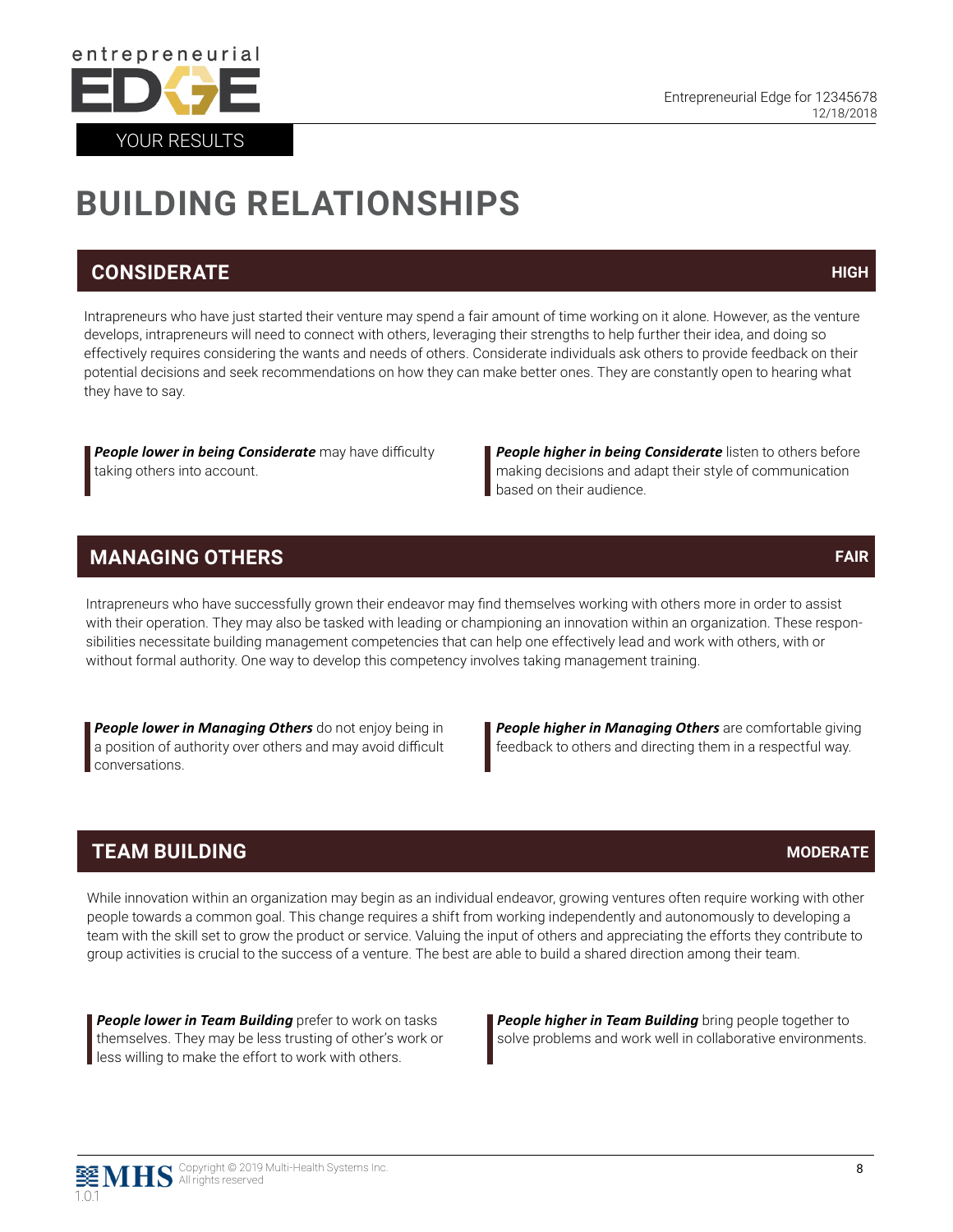# BUILDING RELATIONSHIPS

## CONSIDERATE — HIGH

Intrapreneurs who have just started their venture may spend a fair amount of time working on it alone. However, as the venture develops, intrapreneurs will need to connect with others, leveraging their strengths to help further their idea, and doing so effectively requires considering the wants and needs of others. Considerate individuals ask others to provide feedback on their potential decisions and seek recommendations on how they can make better ones. They are constantly open to hearing what they have to say.

***People lower in being Considerate*** may have difficulty taking others into account.

***People higher in being Considerate*** listen to others before making decisions and adapt their style of communication based on their audience.

## MANAGING OTHERS — FAIR

Intrapreneurs who have successfully grown their endeavor may find themselves working with others more in order to assist with their operation. They may also be tasked with leading or championing an innovation within an organization. These responsibilities necessitate building management competencies that can help one effectively lead and work with others, with or without formal authority. One way to develop this competency involves taking management training.

***People lower in Managing Others*** do not enjoy being in a position of authority over others and may avoid difficult conversations.

***People higher in Managing Others*** are comfortable giving feedback to others and directing them in a respectful way.

## TEAM BUILDING — MODERATE

While innovation within an organization may begin as an individual endeavor, growing ventures often require working with other people towards a common goal. This change requires a shift from working independently and autonomously to developing a team with the skill set to grow the product or service. Valuing the input of others and appreciating the efforts they contribute to group activities is crucial to the success of a venture. The best are able to build a shared direction among their team.

***People lower in Team Building*** prefer to work on tasks themselves. They may be less trusting of other's work or less willing to make the effort to work with others.

***People higher in Team Building*** bring people together to solve problems and work well in collaborative environments.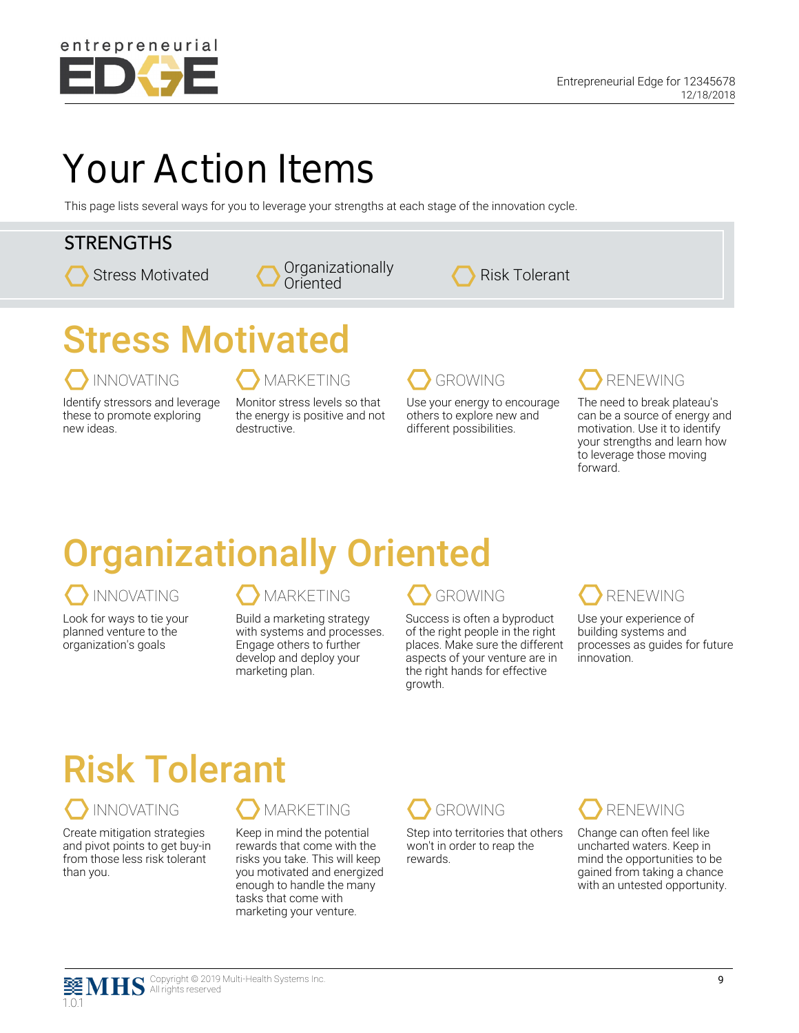# Your Action Items

This page lists several ways for you to leverage your strengths at each stage of the innovation cycle.

## STRENGTHS

- Stress Motivated
- Organizationally Oriented
- Risk Tolerant

## Stress Motivated

### INNOVATING

Identify stressors and leverage these to promote exploring new ideas.

### MARKETING

Monitor stress levels so that the energy is positive and not destructive.

### GROWING

Use your energy to encourage others to explore new and different possibilities.

### RENEWING

The need to break plateau's can be a source of energy and motivation. Use it to identify your strengths and learn how to leverage those moving forward.

## Organizationally Oriented

### INNOVATING

Look for ways to tie your planned venture to the organization's goals

### MARKETING

Build a marketing strategy with systems and processes. Engage others to further develop and deploy your marketing plan.

### GROWING

Success is often a byproduct of the right people in the right places. Make sure the different aspects of your venture are in the right hands for effective growth.

### RENEWING

Use your experience of building systems and processes as guides for future innovation.

## Risk Tolerant

### INNOVATING

Create mitigation strategies and pivot points to get buy-in from those less risk tolerant than you.

### MARKETING

Keep in mind the potential rewards that come with the risks you take. This will keep you motivated and energized enough to handle the many tasks that come with marketing your venture.

### GROWING

Step into territories that others won't in order to reap the rewards.

### RENEWING

Change can often feel like uncharted waters. Keep in mind the opportunities to be gained from taking a chance with an untested opportunity.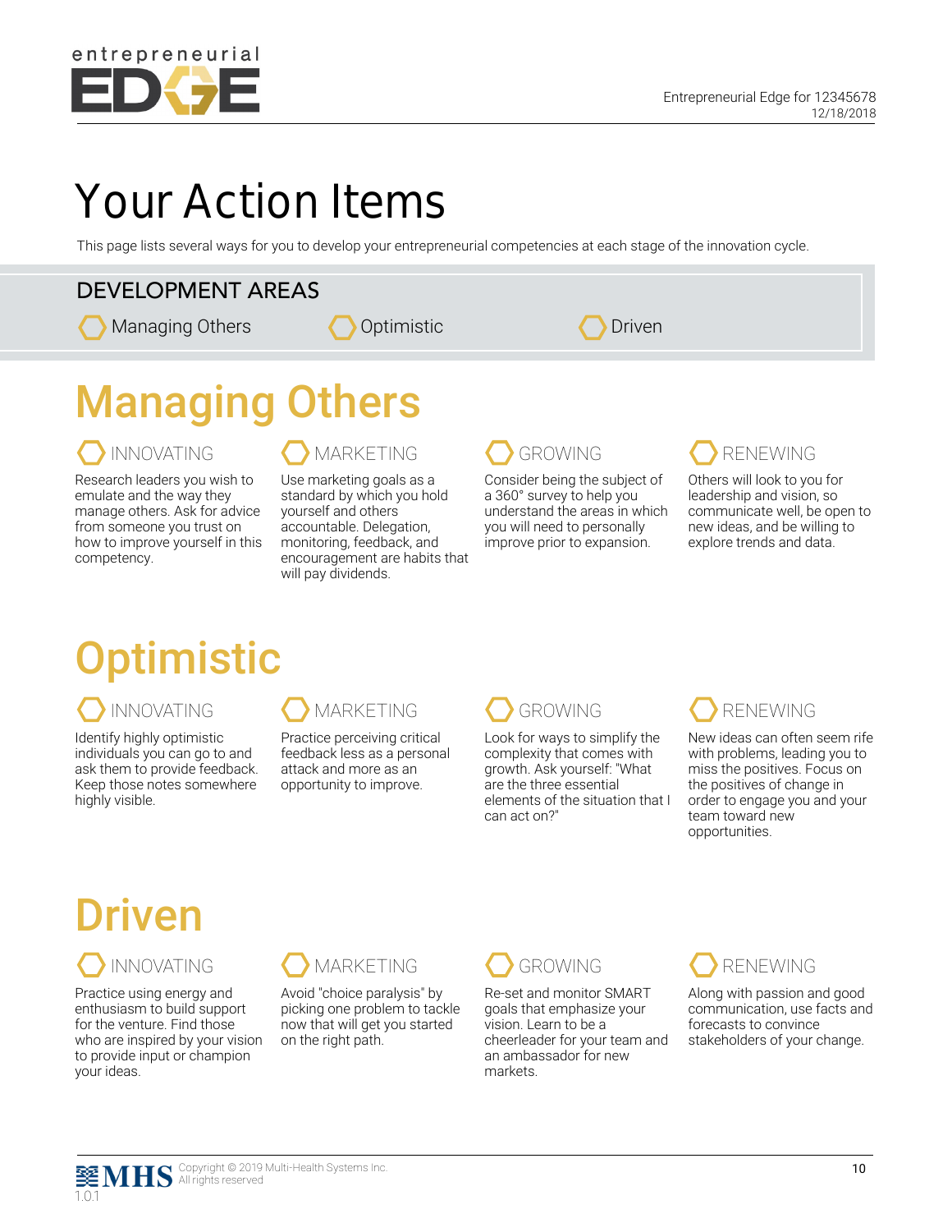# Your Action Items

This page lists several ways for you to develop your entrepreneurial competencies at each stage of the innovation cycle.

## DEVELOPMENT AREAS

- Managing Others
- Optimistic
- Driven

## Managing Others

### INNOVATING

Research leaders you wish to emulate and the way they manage others. Ask for advice from someone you trust on how to improve yourself in this competency.

### MARKETING

Use marketing goals as a standard by which you hold yourself and others accountable. Delegation, monitoring, feedback, and encouragement are habits that will pay dividends.

### GROWING

Consider being the subject of a 360° survey to help you understand the areas in which you will need to personally improve prior to expansion.

### RENEWING

Others will look to you for leadership and vision, so communicate well, be open to new ideas, and be willing to explore trends and data.

## Optimistic

### INNOVATING

Identify highly optimistic individuals you can go to and ask them to provide feedback. Keep those notes somewhere highly visible.

### MARKETING

Practice perceiving critical feedback less as a personal attack and more as an opportunity to improve.

### GROWING

Look for ways to simplify the complexity that comes with growth. Ask yourself: "What are the three essential elements of the situation that I can act on?"

### RENEWING

New ideas can often seem rife with problems, leading you to miss the positives. Focus on the positives of change in order to engage you and your team toward new opportunities.

## Driven

### INNOVATING

Practice using energy and enthusiasm to build support for the venture. Find those who are inspired by your vision to provide input or champion your ideas.

### MARKETING

Avoid "choice paralysis" by picking one problem to tackle now that will get you started on the right path.

### GROWING

Re-set and monitor SMART goals that emphasize your vision. Learn to be a cheerleader for your team and an ambassador for new markets.

### RENEWING

Along with passion and good communication, use facts and forecasts to convince stakeholders of your change.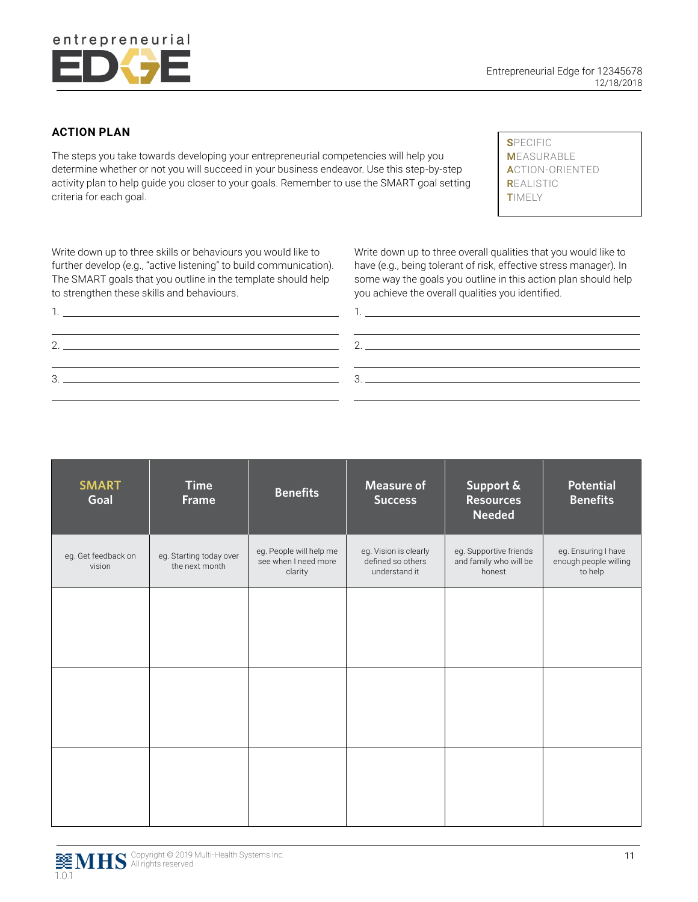## ACTION PLAN

The steps you take towards developing your entrepreneurial competencies will help you determine whether or not you will succeed in your business endeavor. Use this step-by-step activity plan to help guide you closer to your goals. Remember to use the SMART goal setting criteria for each goal.

**S**PECIFIC
**M**EASURABLE
**A**CTION-ORIENTED
**R**EALISTIC
**T**IMELY

Write down up to three skills or behaviours you would like to further develop (e.g., "active listening" to build communication). The SMART goals that you outline in the template should help to strengthen these skills and behaviours.

1. ______________________________

2. ______________________________

3. ______________________________

Write down up to three overall qualities that you would like to have (e.g., being tolerant of risk, effective stress manager). In some way the goals you outline in this action plan should help you achieve the overall qualities you identified.

1. ______________________________

2. ______________________________

3. ______________________________

| SMART Goal | Time Frame | Benefits | Measure of Success | Support & Resources Needed | Potential Benefits |
|---|---|---|---|---|---|
| eg. Get feedback on vision | eg. Starting today over the next month | eg. People will help me see when I need more clarity | eg. Vision is clearly defined so others understand it | eg. Supportive friends and family who will be honest | eg. Ensuring I have enough people willing to help |
| | | | | | |
| | | | | | |
| | | | | | |